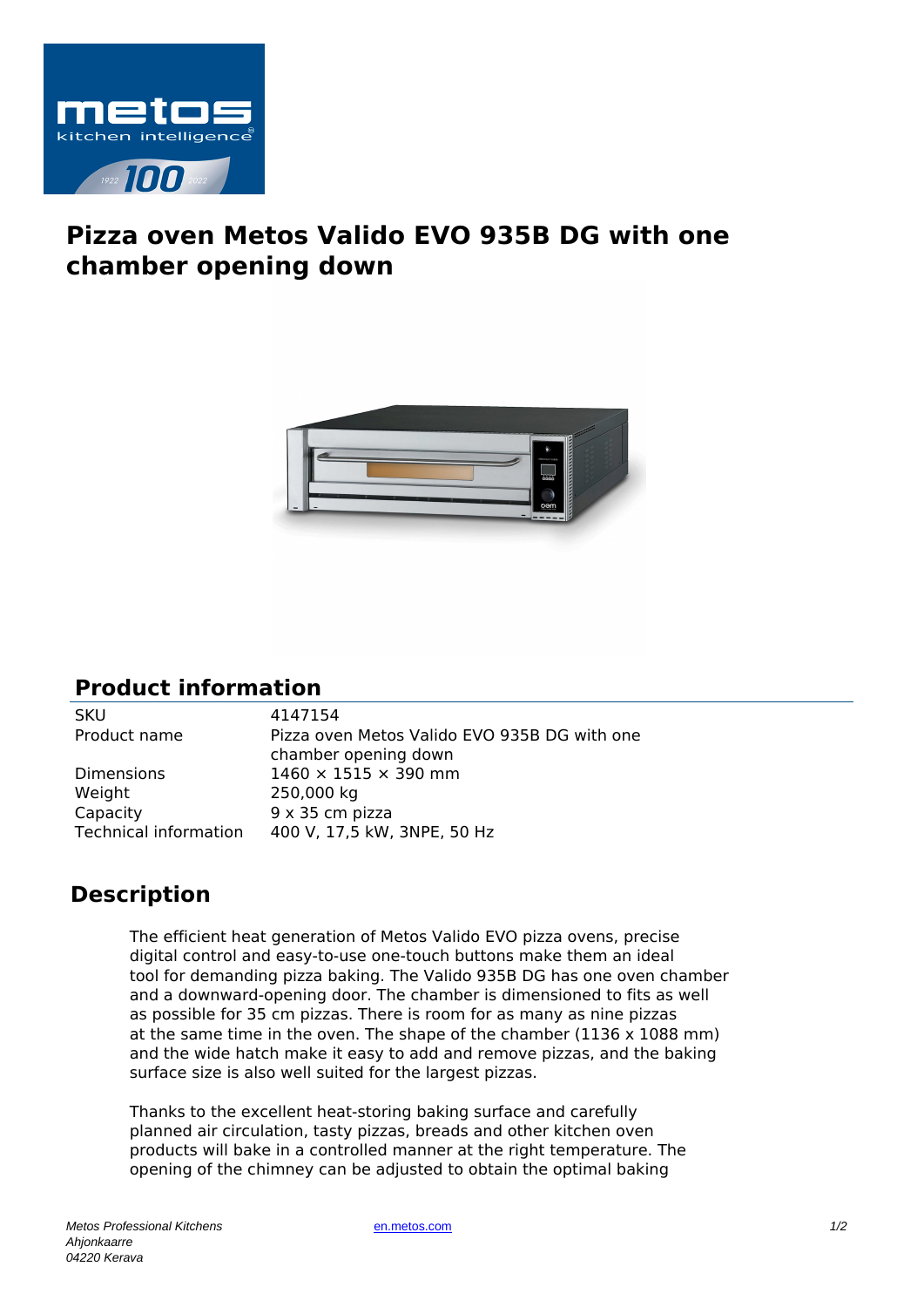# Pizza oven Metos Valido EVO 935B DG with one chamber opening down

## Product information

| | |
|---|---|
| SKU | 4147154 |
| Product name | Pizza oven Metos Valido EVO 935B DG with one chamber opening down |
| Dimensions | 1460 × 1515 × 390 mm |
| Weight | 250,000 kg |
| Capacity | 9 x 35 cm pizza |
| Technical information | 400 V, 17,5 kW, 3NPE, 50 Hz |

## Description

The efficient heat generation of Metos Valido EVO pizza ovens, precise digital control and easy-to-use one-touch buttons make them an ideal tool for demanding pizza baking. The Valido 935B DG has one oven chamber and a downward-opening door. The chamber is dimensioned to fits as well as possible for 35 cm pizzas. There is room for as many as nine pizzas at the same time in the oven. The shape of the chamber (1136 x 1088 mm) and the wide hatch make it easy to add and remove pizzas, and the baking surface size is also well suited for the largest pizzas.

Thanks to the excellent heat-storing baking surface and carefully planned air circulation, tasty pizzas, breads and other kitchen oven products will bake in a controlled manner at the right temperature. The opening of the chimney can be adjusted to obtain the optimal baking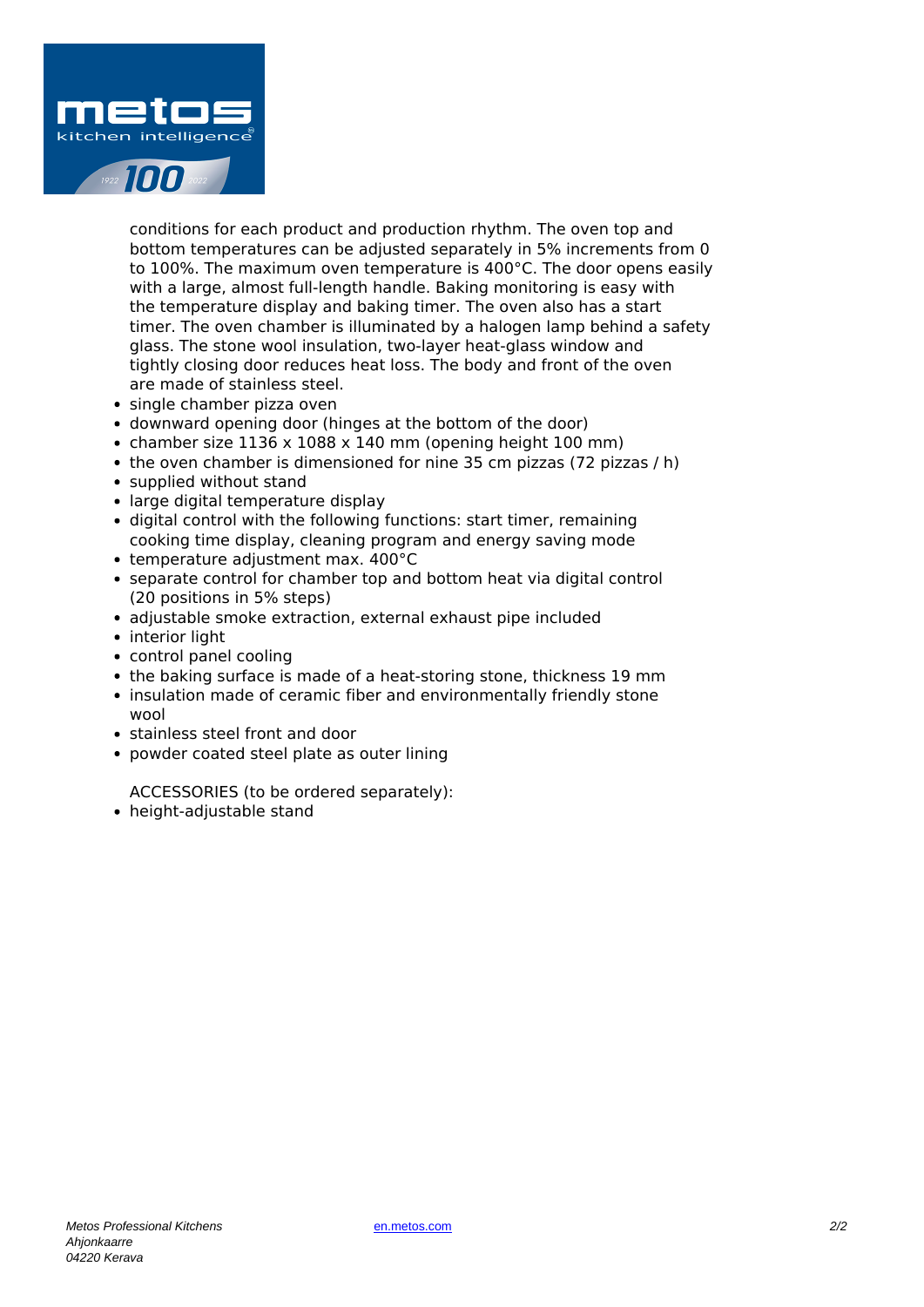conditions for each product and production rhythm. The oven top and bottom temperatures can be adjusted separately in 5% increments from 0 to 100%. The maximum oven temperature is 400°C. The door opens easily with a large, almost full-length handle. Baking monitoring is easy with the temperature display and baking timer. The oven also has a start timer. The oven chamber is illuminated by a halogen lamp behind a safety glass. The stone wool insulation, two-layer heat-glass window and tightly closing door reduces heat loss. The body and front of the oven are made of stainless steel.

- single chamber pizza oven
- downward opening door (hinges at the bottom of the door)
- chamber size 1136 x 1088 x 140 mm (opening height 100 mm)
- the oven chamber is dimensioned for nine 35 cm pizzas (72 pizzas / h)
- supplied without stand
- large digital temperature display
- digital control with the following functions: start timer, remaining cooking time display, cleaning program and energy saving mode
- temperature adjustment max. 400°C
- separate control for chamber top and bottom heat via digital control (20 positions in 5% steps)
- adjustable smoke extraction, external exhaust pipe included
- interior light
- control panel cooling
- the baking surface is made of a heat-storing stone, thickness 19 mm
- insulation made of ceramic fiber and environmentally friendly stone wool
- stainless steel front and door
- powder coated steel plate as outer lining

ACCESSORIES (to be ordered separately):

- height-adjustable stand